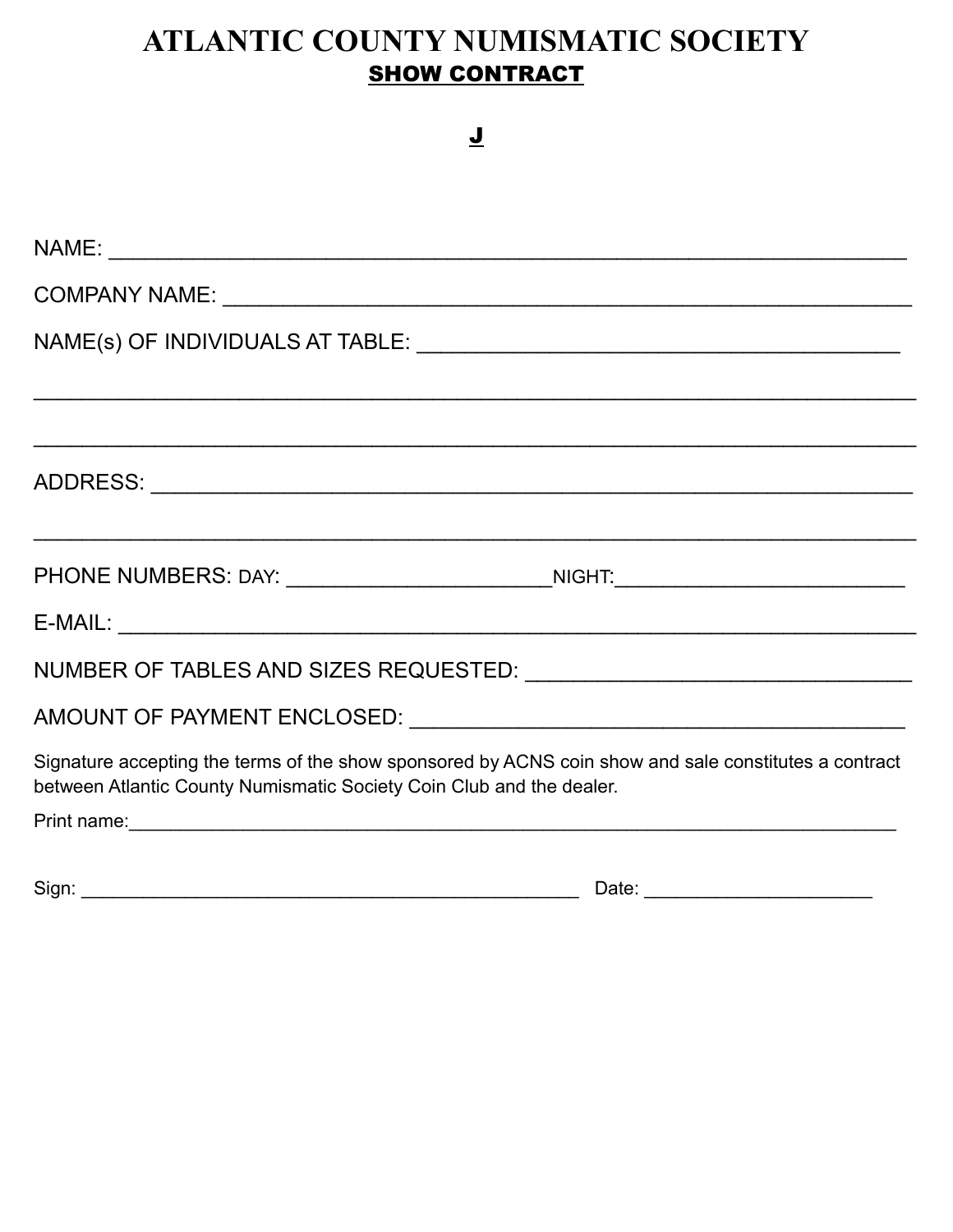# ATLANTIC COUNTY NUMISMATIC SOCIETY

## SHOW CONTRACT

**J**

NAME: ______________________________________________________________

COMPANY NAME: _____________________________________________________

NAME(s) OF INDIVIDUALS AT TABLE: ____________________________________

______________________________________________________________________

______________________________________________________________________

ADDRESS: __________________________________________________________

______________________________________________________________________

PHONE NUMBERS: DAY: ______________________ NIGHT: _________________________

E-MAIL: ____________________________________________________________

NUMBER OF TABLES AND SIZES REQUESTED: ______________________________

AMOUNT OF PAYMENT ENCLOSED: _________________________________________

Signature accepting the terms of the show sponsored by ACNS coin show and sale constitutes a contract between Atlantic County Numismatic Society Coin Club and the dealer.

Print name: __________________________________________________________

Sign: _______________________________________ Date: _____________________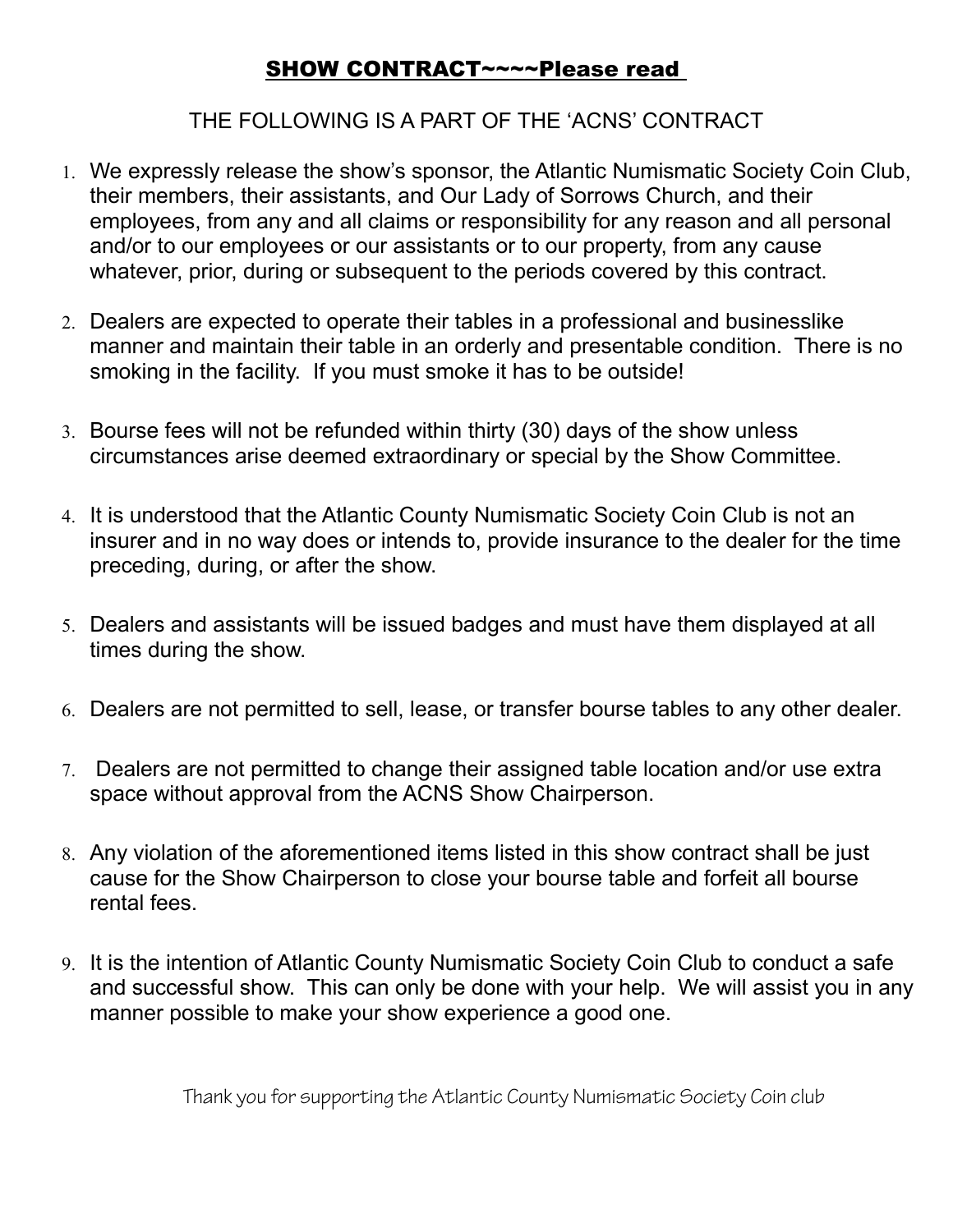# SHOW CONTRACT~~~~Please read

THE FOLLOWING IS A PART OF THE 'ACNS' CONTRACT

1. We expressly release the show's sponsor, the Atlantic Numismatic Society Coin Club, their members, their assistants, and Our Lady of Sorrows Church, and their employees, from any and all claims or responsibility for any reason and all personal and/or to our employees or our assistants or to our property, from any cause whatever, prior, during or subsequent to the periods covered by this contract.

2. Dealers are expected to operate their tables in a professional and businesslike manner and maintain their table in an orderly and presentable condition. There is no smoking in the facility. If you must smoke it has to be outside!

3. Bourse fees will not be refunded within thirty (30) days of the show unless circumstances arise deemed extraordinary or special by the Show Committee.

4. It is understood that the Atlantic County Numismatic Society Coin Club is not an insurer and in no way does or intends to, provide insurance to the dealer for the time preceding, during, or after the show.

5. Dealers and assistants will be issued badges and must have them displayed at all times during the show.

6. Dealers are not permitted to sell, lease, or transfer bourse tables to any other dealer.

7. Dealers are not permitted to change their assigned table location and/or use extra space without approval from the ACNS Show Chairperson.

8. Any violation of the aforementioned items listed in this show contract shall be just cause for the Show Chairperson to close your bourse table and forfeit all bourse rental fees.

9. It is the intention of Atlantic County Numismatic Society Coin Club to conduct a safe and successful show. This can only be done with your help. We will assist you in any manner possible to make your show experience a good one.

*Thank you for supporting the Atlantic County Numismatic Society Coin club*